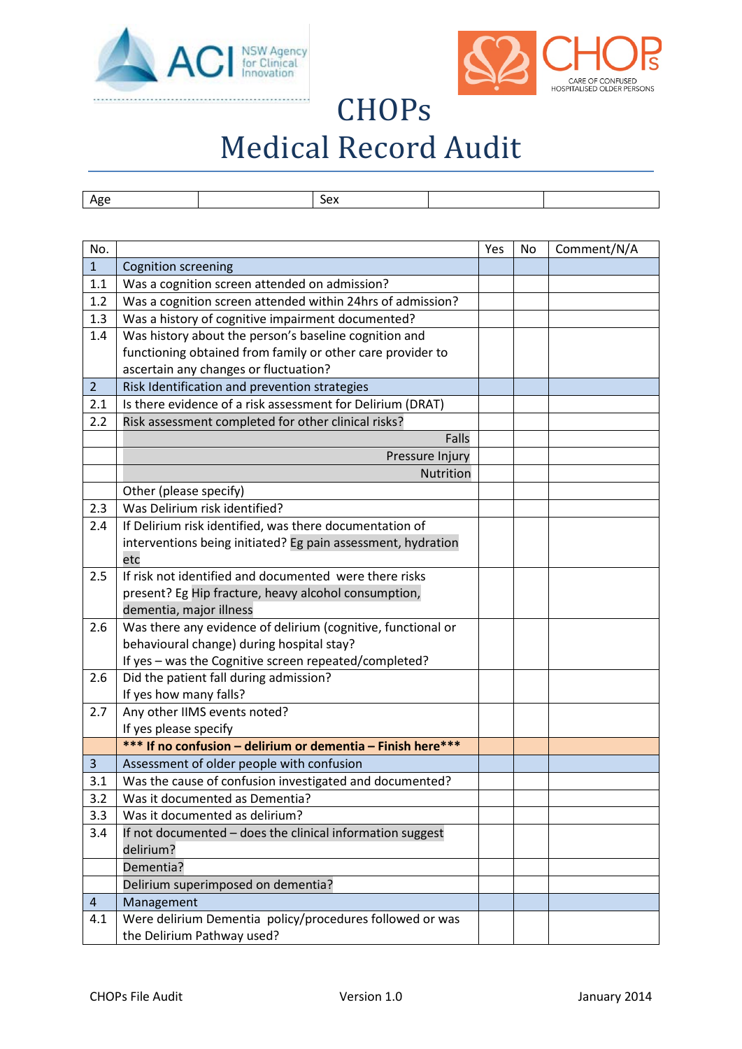# CHOPs
# Medical Record Audit

| Age | | Sex | | |
|---|---|---|---|---|

| No. | | Yes | No | Comment/N/A |
|---|---|---|---|---|
| 1 | Cognition screening | | | |
| 1.1 | Was a cognition screen attended on admission? | | | |
| 1.2 | Was a cognition screen attended within 24hrs of admission? | | | |
| 1.3 | Was a history of cognitive impairment documented? | | | |
| 1.4 | Was history about the person's baseline cognition and functioning obtained from family or other care provider to ascertain any changes or fluctuation? | | | |
| 2 | Risk Identification and prevention strategies | | | |
| 2.1 | Is there evidence of a risk assessment for Delirium (DRAT) | | | |
| 2.2 | Risk assessment completed for other clinical risks? | | | |
| | Falls | | | |
| | Pressure Injury | | | |
| | Nutrition | | | |
| | Other (please specify) | | | |
| 2.3 | Was Delirium risk identified? | | | |
| 2.4 | If Delirium risk identified, was there documentation of interventions being initiated? Eg pain assessment, hydration etc | | | |
| 2.5 | If risk not identified and documented were there risks present? Eg Hip fracture, heavy alcohol consumption, dementia, major illness | | | |
| 2.6 | Was there any evidence of delirium (cognitive, functional or behavioural change) during hospital stay?<br>If yes – was the Cognitive screen repeated/completed? | | | |
| 2.6 | Did the patient fall during admission?<br>If yes how many falls? | | | |
| 2.7 | Any other IIMS events noted?<br>If yes please specify | | | |
| | **\*\*\* If no confusion – delirium or dementia – Finish here\*\*\*** | | | |
| 3 | Assessment of older people with confusion | | | |
| 3.1 | Was the cause of confusion investigated and documented? | | | |
| 3.2 | Was it documented as Dementia? | | | |
| 3.3 | Was it documented as delirium? | | | |
| 3.4 | If not documented – does the clinical information suggest delirium? | | | |
| | Dementia? | | | |
| | Delirium superimposed on dementia? | | | |
| 4 | Management | | | |
| 4.1 | Were delirium Dementia policy/procedures followed or was the Delirium Pathway used? | | | |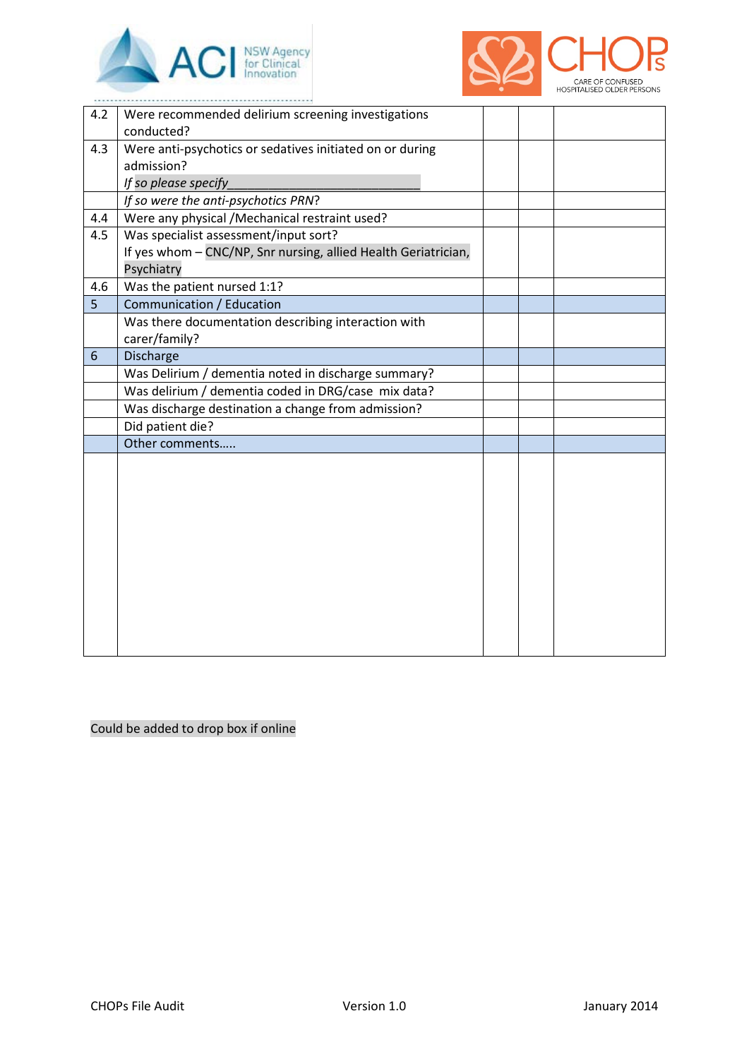| | | | | |
|---|---|---|---|---|
| 4.2 | Were recommended delirium screening investigations conducted? | | | |
| 4.3 | Were anti-psychotics or sedatives initiated on or during admission?<br>*If so please specify*_____________________________ | | | |
| | *If so were the anti-psychotics PRN*? | | | |
| 4.4 | Were any physical /Mechanical restraint used? | | | |
| 4.5 | Was specialist assessment/input sort?<br>If yes whom – CNC/NP, Snr nursing, allied Health Geriatrician, Psychiatry | | | |
| 4.6 | Was the patient nursed 1:1? | | | |
| 5 | Communication / Education | | | |
| | Was there documentation describing interaction with carer/family? | | | |
| 6 | Discharge | | | |
| | Was Delirium / dementia noted in discharge summary? | | | |
| | Was delirium / dementia coded in DRG/case mix data? | | | |
| | Was discharge destination a change from admission? | | | |
| | Did patient die? | | | |
| | Other comments….. | | | |
| | | | | |

Could be added to drop box if online